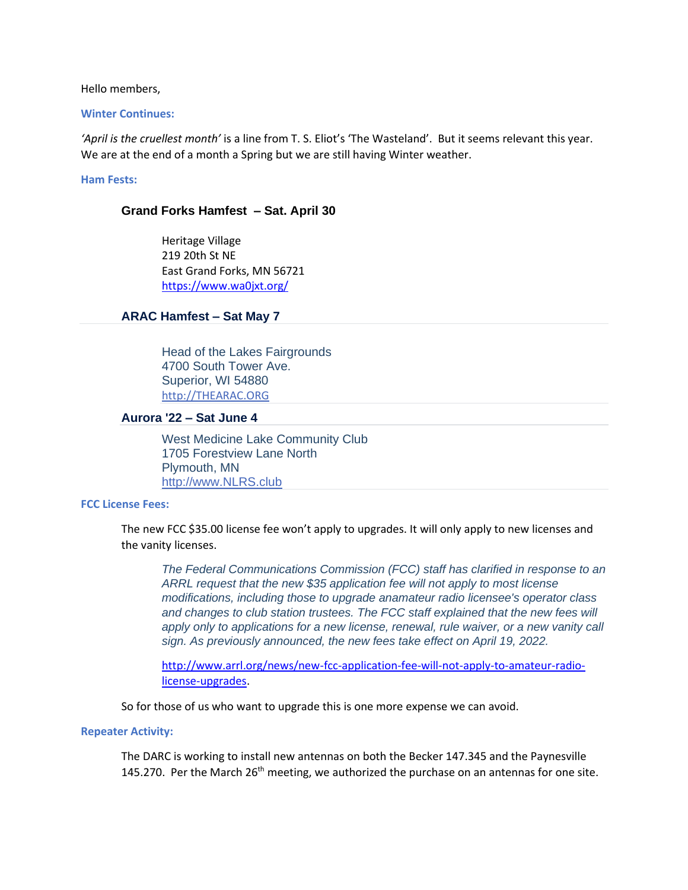Hello members,

**Winter Continues:**

*'April is the cruellest month'* is a line from T. S. Eliot's 'The Wasteland'. But it seems relevant this year. We are at the end of a month a Spring but we are still having Winter weather.

**Ham Fests:**

### Grand Forks Hamfest – Sat. April 30

Heritage Village  
219 20th St NE  
East Grand Forks, MN 56721  
https://www.wa0jxt.org/

### ARAC Hamfest – Sat May 7

Head of the Lakes Fairgrounds  
4700 South Tower Ave.  
Superior, WI 54880  
http://THEARAC.ORG

### Aurora '22 – Sat June 4

West Medicine Lake Community Club  
1705 Forestview Lane North  
Plymouth, MN  
http://www.NLRS.club

**FCC License Fees:**

The new FCC $35.00 license fee won't apply to upgrades. It will only apply to new licenses and the vanity licenses.

> *The Federal Communications Commission (FCC) staff has clarified in response to an ARRL request that the new $35 application fee will not apply to most license modifications, including those to upgrade anamateur radio licensee's operator class and changes to club station trustees. The FCC staff explained that the new fees will apply only to applications for a new license, renewal, rule waiver, or a new vanity call sign. As previously announced, the new fees take effect on April 19, 2022.*
>
> http://www.arrl.org/news/new-fcc-application-fee-will-not-apply-to-amateur-radio-license-upgrades.

So for those of us who want to upgrade this is one more expense we can avoid.

**Repeater Activity:**

The DARC is working to install new antennas on both the Becker 147.345 and the Paynesville 145.270. Per the March 26th meeting, we authorized the purchase on an antennas for one site.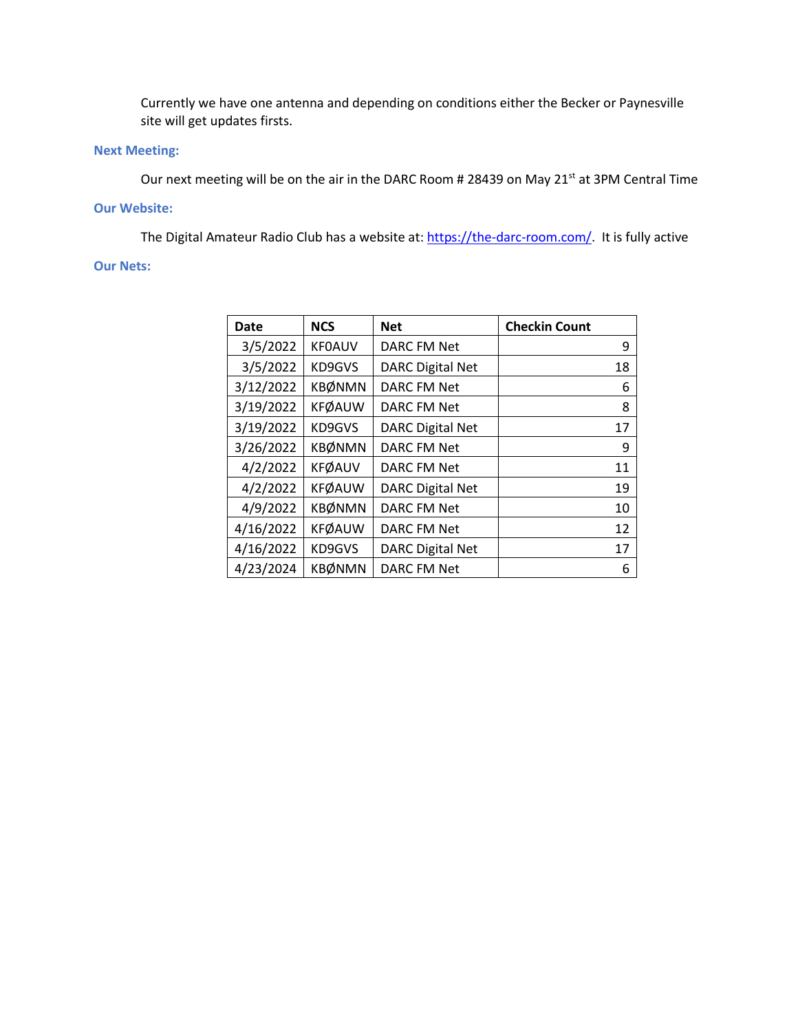Currently we have one antenna and depending on conditions either the Becker or Paynesville site will get updates firsts.

### Next Meeting:

Our next meeting will be on the air in the DARC Room # 28439 on May 21st at 3PM Central Time

### Our Website:

The Digital Amateur Radio Club has a website at: https://the-darc-room.com/. It is fully active

### Our Nets:

| Date | NCS | Net | Checkin Count |
|---|---|---|---|
| 3/5/2022 | KF0AUV | DARC FM Net | 9 |
| 3/5/2022 | KD9GVS | DARC Digital Net | 18 |
| 3/12/2022 | KBØNMN | DARC FM Net | 6 |
| 3/19/2022 | KFØAUW | DARC FM Net | 8 |
| 3/19/2022 | KD9GVS | DARC Digital Net | 17 |
| 3/26/2022 | KBØNMN | DARC FM Net | 9 |
| 4/2/2022 | KFØAUV | DARC FM Net | 11 |
| 4/2/2022 | KFØAUW | DARC Digital Net | 19 |
| 4/9/2022 | KBØNMN | DARC FM Net | 10 |
| 4/16/2022 | KFØAUW | DARC FM Net | 12 |
| 4/16/2022 | KD9GVS | DARC Digital Net | 17 |
| 4/23/2024 | KBØNMN | DARC FM Net | 6 |